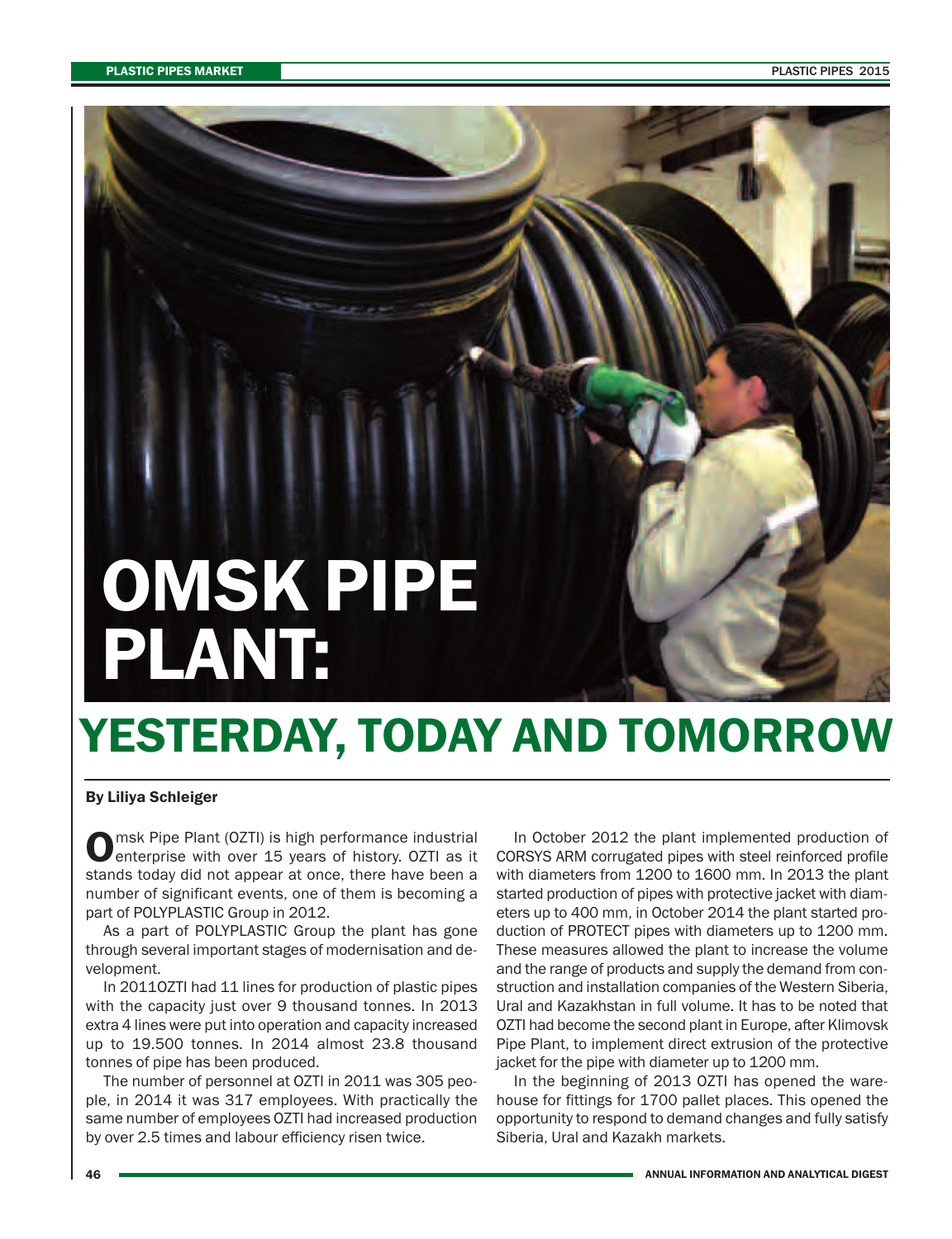# OMSK PIPE PLANT: YESTERDAY, TODAY AND TOMORROW

**By Liliya Schleiger**

Omsk Pipe Plant (OZTI) is high performance industrial enterprise with over 15 years of history. OZTI as it stands today did not appear at once, there have been a number of significant events, one of them is becoming a part of POLYPLASTIC Group in 2012.

As a part of POLYPLASTIC Group the plant has gone through several important stages of modernisation and development.

In 2011OZTI had 11 lines for production of plastic pipes with the capacity just over 9 thousand tonnes. In 2013 extra 4 lines were put into operation and capacity increased up to 19.500 tonnes. In 2014 almost 23.8 thousand tonnes of pipe has been produced.

The number of personnel at OZTI in 2011 was 305 people, in 2014 it was 317 employees. With practically the same number of employees OZTI had increased production by over 2.5 times and labour efficiency risen twice.

In October 2012 the plant implemented production of CORSYS ARM corrugated pipes with steel reinforced profile with diameters from 1200 to 1600 mm. In 2013 the plant started production of pipes with protective jacket with diameters up to 400 mm, in October 2014 the plant started production of PROTECT pipes with diameters up to 1200 mm. These measures allowed the plant to increase the volume and the range of products and supply the demand from construction and installation companies of the Western Siberia, Ural and Kazakhstan in full volume. It has to be noted that OZTI had become the second plant in Europe, after Klimovsk Pipe Plant, to implement direct extrusion of the protective jacket for the pipe with diameter up to 1200 mm.

In the beginning of 2013 OZTI has opened the warehouse for fittings for 1700 pallet places. This opened the opportunity to respond to demand changes and fully satisfy Siberia, Ural and Kazakh markets.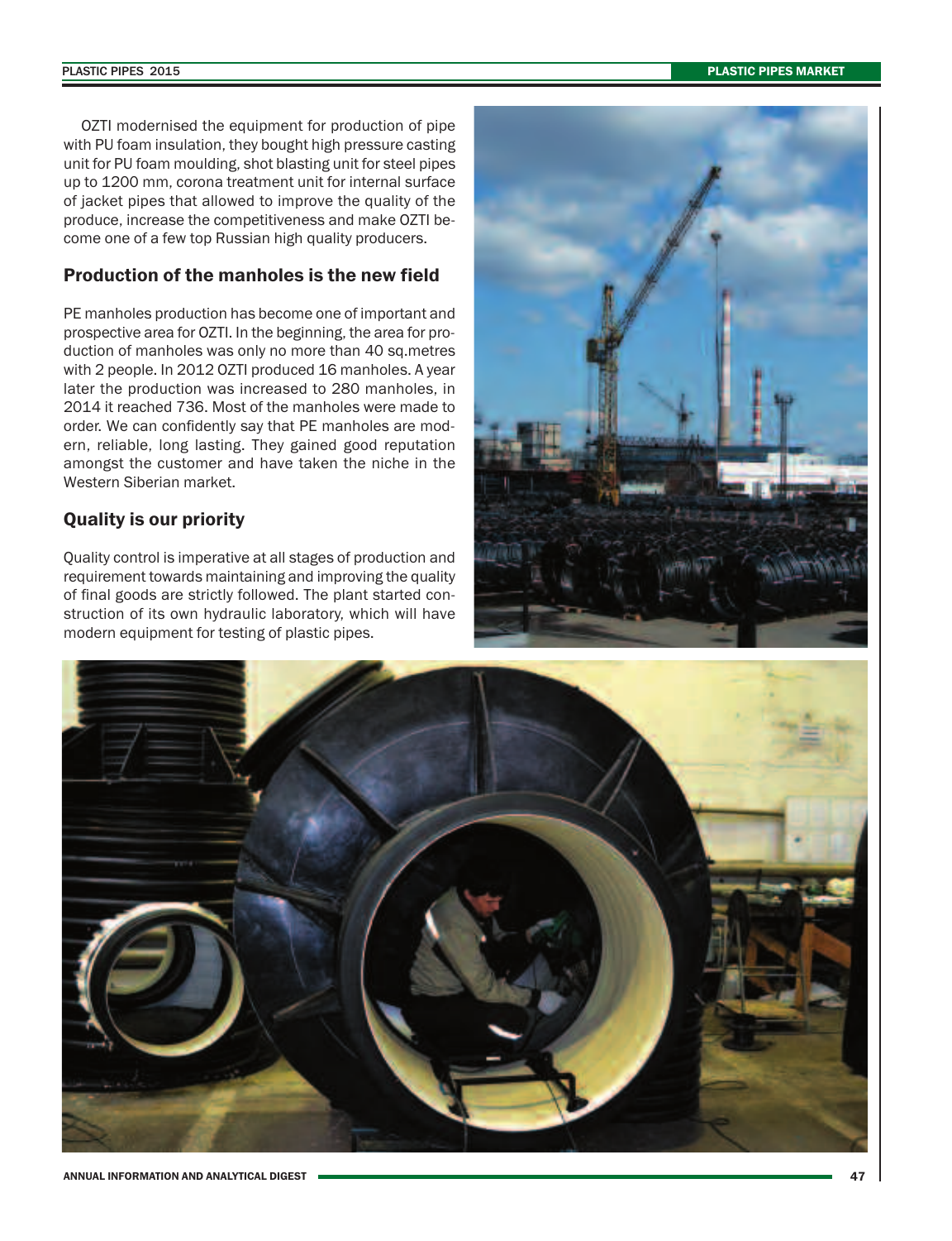OZTI modernised the equipment for production of pipe with PU foam insulation, they bought high pressure casting unit for PU foam moulding, shot blasting unit for steel pipes up to 1200 mm, corona treatment unit for internal surface of jacket pipes that allowed to improve the quality of the produce, increase the competitiveness and make OZTI become one of a few top Russian high quality producers.

## Production of the manholes is the new field

PE manholes production has become one of important and prospective area for OZTI. In the beginning, the area for production of manholes was only no more than 40 sq.metres with 2 people. In 2012 OZTI produced 16 manholes. A year later the production was increased to 280 manholes, in 2014 it reached 736. Most of the manholes were made to order. We can confidently say that PE manholes are modern, reliable, long lasting. They gained good reputation amongst the customer and have taken the niche in the Western Siberian market.

## Quality is our priority

Quality control is imperative at all stages of production and requirement towards maintaining and improving the quality of final goods are strictly followed. The plant started construction of its own hydraulic laboratory, which will have modern equipment for testing of plastic pipes.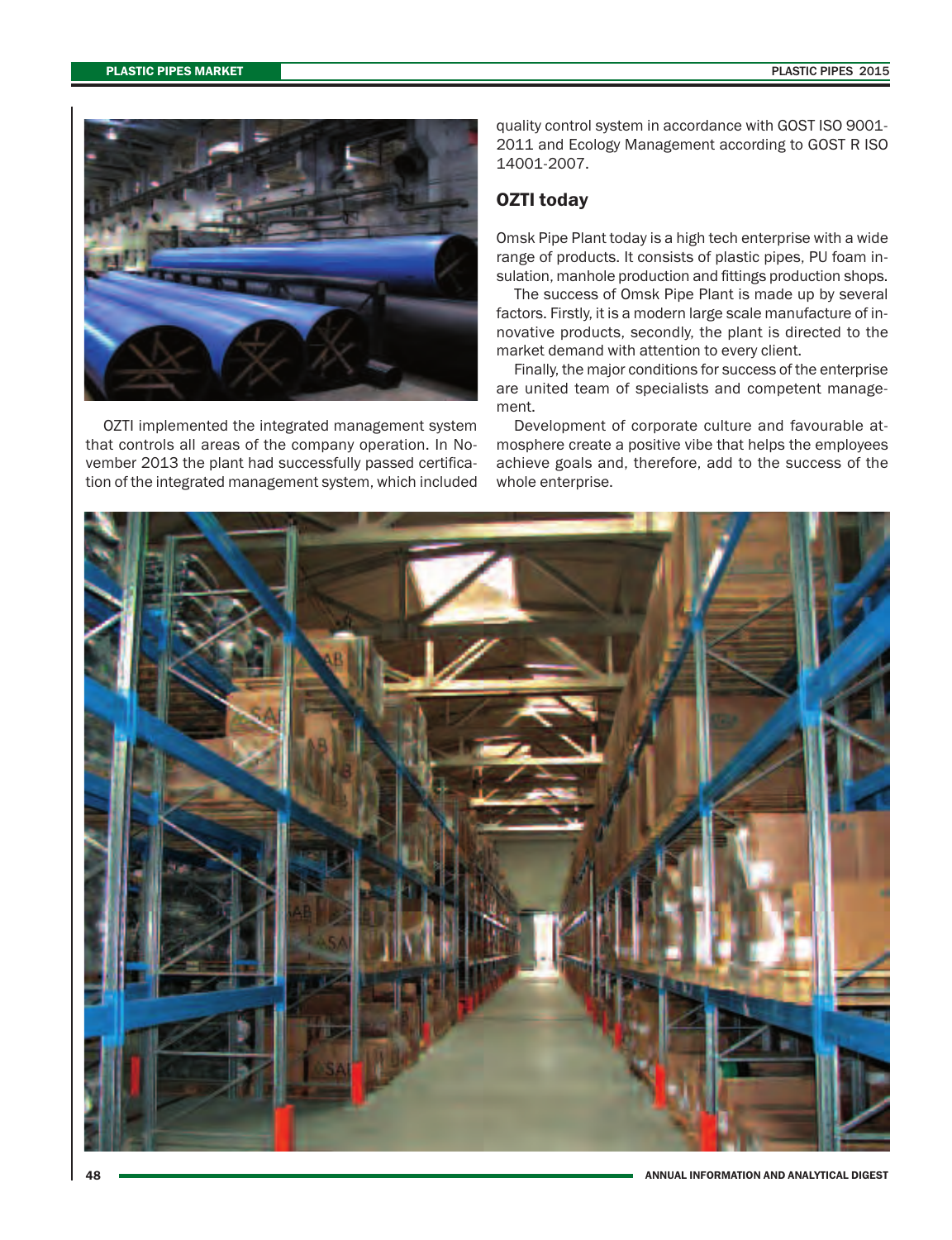OZTI implemented the integrated management system that controls all areas of the company operation. In November 2013 the plant had successfully passed certification of the integrated management system, which included quality control system in accordance with GOST ISO 9001-2011 and Ecology Management according to GOST R ISO 14001-2007.

## OZTI today

Omsk Pipe Plant today is a high tech enterprise with a wide range of products. It consists of plastic pipes, PU foam insulation, manhole production and fittings production shops.

The success of Omsk Pipe Plant is made up by several factors. Firstly, it is a modern large scale manufacture of innovative products, secondly, the plant is directed to the market demand with attention to every client.

Finally, the major conditions for success of the enterprise are united team of specialists and competent management.

Development of corporate culture and favourable atmosphere create a positive vibe that helps the employees achieve goals and, therefore, add to the success of the whole enterprise.